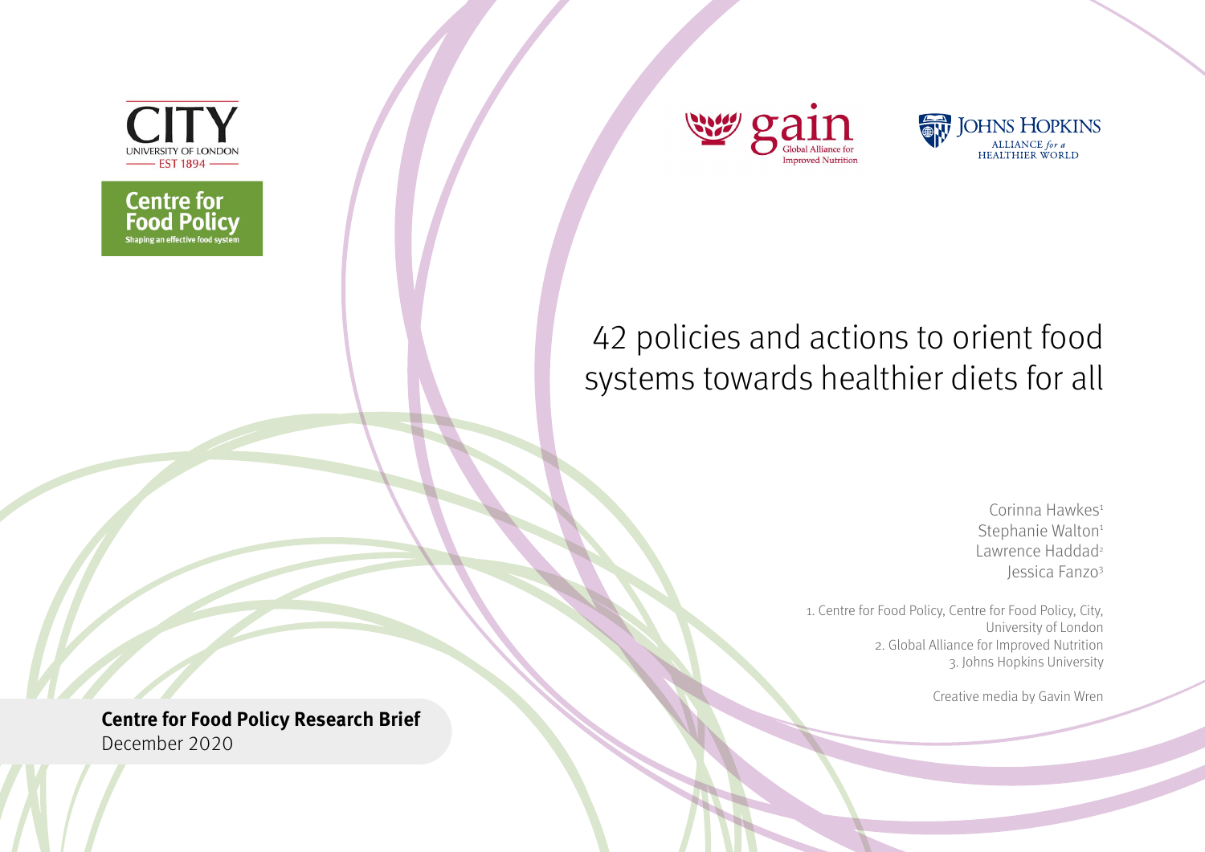CITY
UNIVERSITY OF LONDON
EST 1894

Centre for Food Policy
Shaping an effective food system

gain
Global Alliance for Improved Nutrition

JOHNS HOPKINS
ALLIANCE for a HEALTHIER WORLD

# 42 policies and actions to orient food systems towards healthier diets for all

Corinna Hawkes[1]
Stephanie Walton[1]
Lawrence Haddad[2]
Jessica Fanzo[3]

1. Centre for Food Policy, Centre for Food Policy, City, University of London
2. Global Alliance for Improved Nutrition
3. Johns Hopkins University

Creative media by Gavin Wren

**Centre for Food Policy Research Brief**
December 2020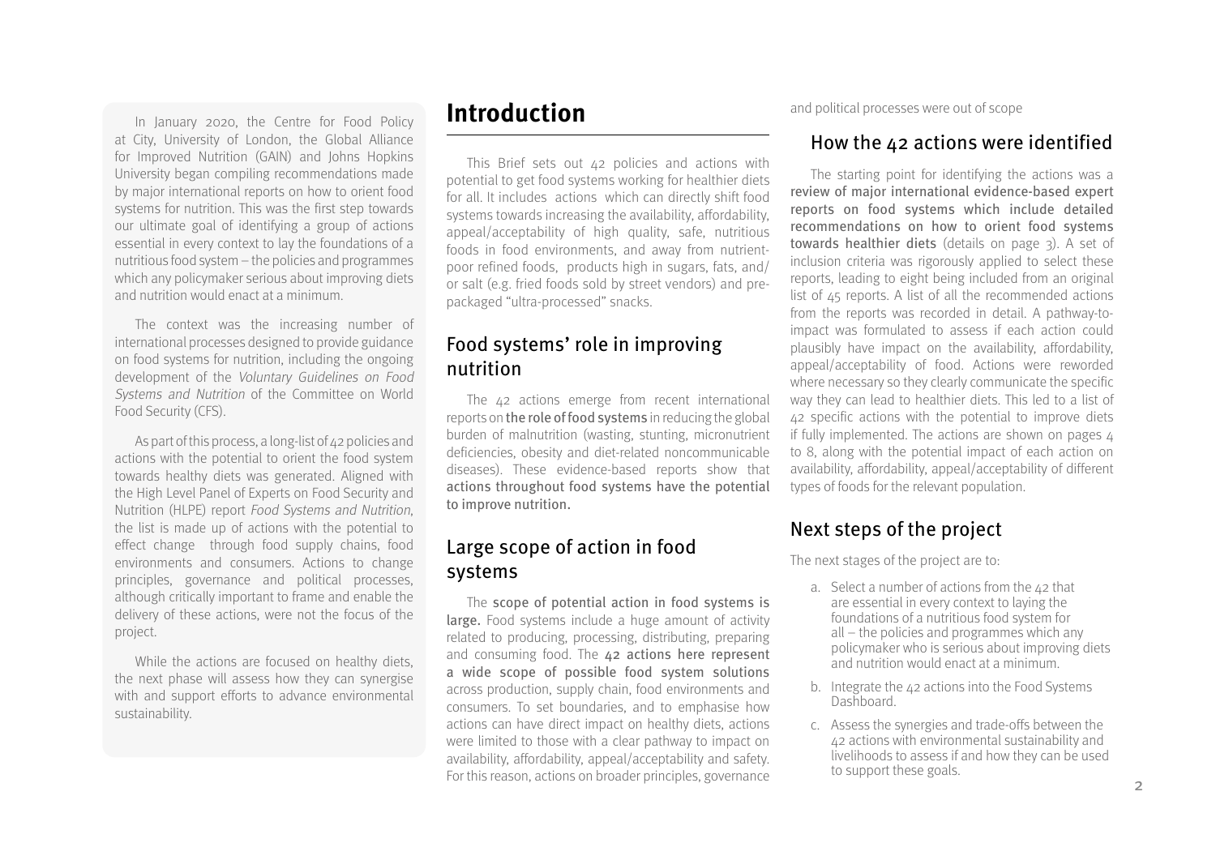In January 2020, the Centre for Food Policy at City, University of London, the Global Alliance for Improved Nutrition (GAIN) and Johns Hopkins University began compiling recommendations made by major international reports on how to orient food systems for nutrition. This was the first step towards our ultimate goal of identifying a group of actions essential in every context to lay the foundations of a nutritious food system – the policies and programmes which any policymaker serious about improving diets and nutrition would enact at a minimum.

The context was the increasing number of international processes designed to provide guidance on food systems for nutrition, including the ongoing development of the *Voluntary Guidelines on Food Systems and Nutrition* of the Committee on World Food Security (CFS).

As part of this process, a long-list of 42 policies and actions with the potential to orient the food system towards healthy diets was generated. Aligned with the High Level Panel of Experts on Food Security and Nutrition (HLPE) report *Food Systems and Nutrition*, the list is made up of actions with the potential to effect change through food supply chains, food environments and consumers. Actions to change principles, governance and political processes, although critically important to frame and enable the delivery of these actions, were not the focus of the project.

While the actions are focused on healthy diets, the next phase will assess how they can synergise with and support efforts to advance environmental sustainability.

# Introduction

This Brief sets out 42 policies and actions with potential to get food systems working for healthier diets for all. It includes actions which can directly shift food systems towards increasing the availability, affordability, appeal/acceptability of high quality, safe, nutritious foods in food environments, and away from nutrient-poor refined foods, products high in sugars, fats, and/or salt (e.g. fried foods sold by street vendors) and pre-packaged "ultra-processed" snacks.

## Food systems' role in improving nutrition

The 42 actions emerge from recent international reports on **the role of food systems** in reducing the global burden of malnutrition (wasting, stunting, micronutrient deficiencies, obesity and diet-related noncommunicable diseases). These evidence-based reports show that **actions throughout food systems have the potential to improve nutrition.**

## Large scope of action in food systems

The **scope of potential action in food systems is large.** Food systems include a huge amount of activity related to producing, processing, distributing, preparing and consuming food. The **42 actions here represent a wide scope of possible food system solutions** across production, supply chain, food environments and consumers. To set boundaries, and to emphasise how actions can have direct impact on healthy diets, actions were limited to those with a clear pathway to impact on availability, affordability, appeal/acceptability and safety. For this reason, actions on broader principles, governance and political processes were out of scope

## How the 42 actions were identified

The starting point for identifying the actions was a **review of major international evidence-based expert reports on food systems which include detailed recommendations on how to orient food systems towards healthier diets** (details on page 3). A set of inclusion criteria was rigorously applied to select these reports, leading to eight being included from an original list of 45 reports. A list of all the recommended actions from the reports was recorded in detail. A pathway-to-impact was formulated to assess if each action could plausibly have impact on the availability, affordability, appeal/acceptability of food. Actions were reworded where necessary so they clearly communicate the specific way they can lead to healthier diets. This led to a list of 42 specific actions with the potential to improve diets if fully implemented. The actions are shown on pages 4 to 8, along with the potential impact of each action on availability, affordability, appeal/acceptability of different types of foods for the relevant population.

## Next steps of the project

The next stages of the project are to:

a. Select a number of actions from the 42 that are essential in every context to laying the foundations of a nutritious food system for all – the policies and programmes which any policymaker who is serious about improving diets and nutrition would enact at a minimum.

b. Integrate the 42 actions into the Food Systems Dashboard.

c. Assess the synergies and trade-offs between the 42 actions with environmental sustainability and livelihoods to assess if and how they can be used to support these goals.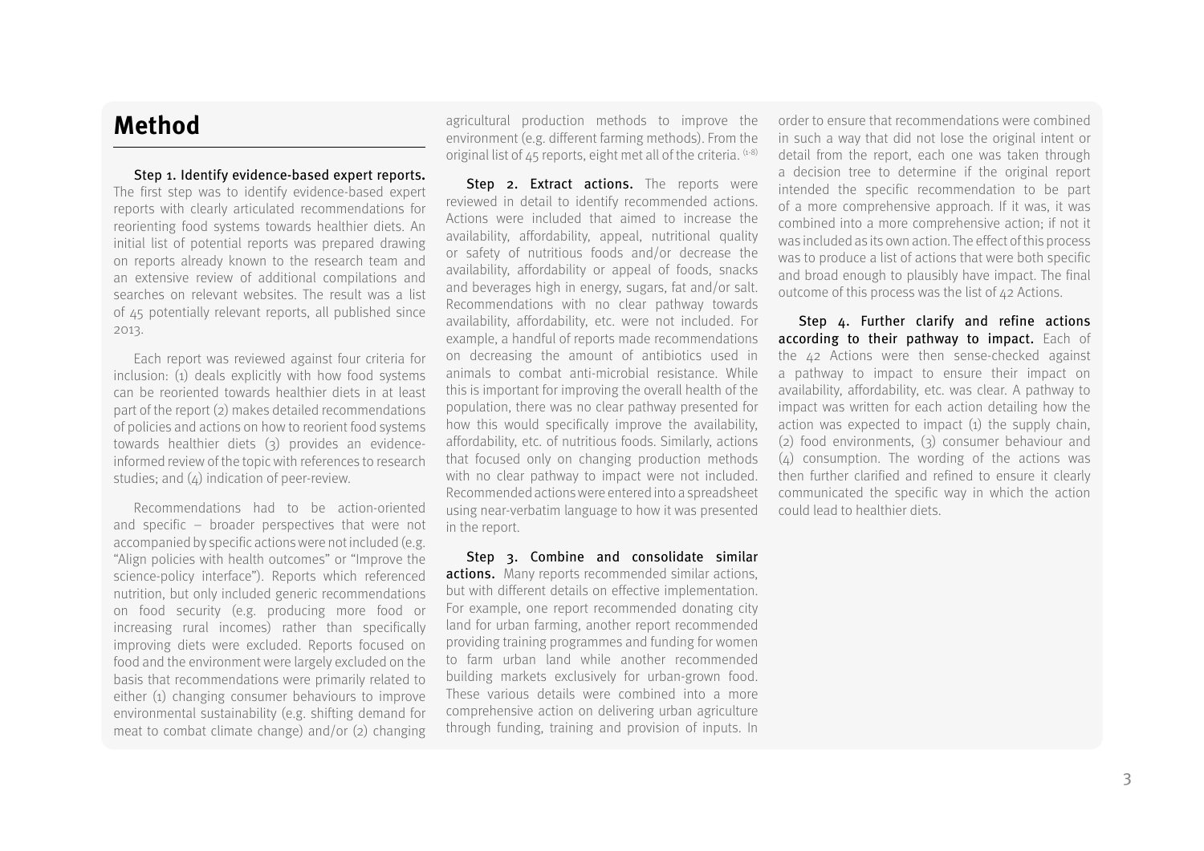# Method

**Step 1. Identify evidence-based expert reports.** The first step was to identify evidence-based expert reports with clearly articulated recommendations for reorienting food systems towards healthier diets. An initial list of potential reports was prepared drawing on reports already known to the research team and an extensive review of additional compilations and searches on relevant websites. The result was a list of 45 potentially relevant reports, all published since 2013.

Each report was reviewed against four criteria for inclusion: (1) deals explicitly with how food systems can be reoriented towards healthier diets in at least part of the report (2) makes detailed recommendations of policies and actions on how to reorient food systems towards healthier diets (3) provides an evidence-informed review of the topic with references to research studies; and (4) indication of peer-review.

Recommendations had to be action-oriented and specific – broader perspectives that were not accompanied by specific actions were not included (e.g. "Align policies with health outcomes" or "Improve the science-policy interface"). Reports which referenced nutrition, but only included generic recommendations on food security (e.g. producing more food or increasing rural incomes) rather than specifically improving diets were excluded. Reports focused on food and the environment were largely excluded on the basis that recommendations were primarily related to either (1) changing consumer behaviours to improve environmental sustainability (e.g. shifting demand for meat to combat climate change) and/or (2) changing agricultural production methods to improve the environment (e.g. different farming methods). From the original list of 45 reports, eight met all of the criteria.[1-8]

**Step 2. Extract actions.** The reports were reviewed in detail to identify recommended actions. Actions were included that aimed to increase the availability, affordability, appeal, nutritional quality or safety of nutritious foods and/or decrease the availability, affordability or appeal of foods, snacks and beverages high in energy, sugars, fat and/or salt. Recommendations with no clear pathway towards availability, affordability, etc. were not included. For example, a handful of reports made recommendations on decreasing the amount of antibiotics used in animals to combat anti-microbial resistance. While this is important for improving the overall health of the population, there was no clear pathway presented for how this would specifically improve the availability, affordability, etc. of nutritious foods. Similarly, actions that focused only on changing production methods with no clear pathway to impact were not included. Recommended actions were entered into a spreadsheet using near-verbatim language to how it was presented in the report.

**Step 3. Combine and consolidate similar actions.** Many reports recommended similar actions, but with different details on effective implementation. For example, one report recommended donating city land for urban farming, another report recommended providing training programmes and funding for women to farm urban land while another recommended building markets exclusively for urban-grown food. These various details were combined into a more comprehensive action on delivering urban agriculture through funding, training and provision of inputs. In order to ensure that recommendations were combined in such a way that did not lose the original intent or detail from the report, each one was taken through a decision tree to determine if the original report intended the specific recommendation to be part of a more comprehensive approach. If it was, it was combined into a more comprehensive action; if not it was included as its own action. The effect of this process was to produce a list of actions that were both specific and broad enough to plausibly have impact. The final outcome of this process was the list of 42 Actions.

**Step 4. Further clarify and refine actions according to their pathway to impact.** Each of the 42 Actions were then sense-checked against a pathway to impact to ensure their impact on availability, affordability, etc. was clear. A pathway to impact was written for each action detailing how the action was expected to impact (1) the supply chain, (2) food environments, (3) consumer behaviour and (4) consumption. The wording of the actions was then further clarified and refined to ensure it clearly communicated the specific way in which the action could lead to healthier diets.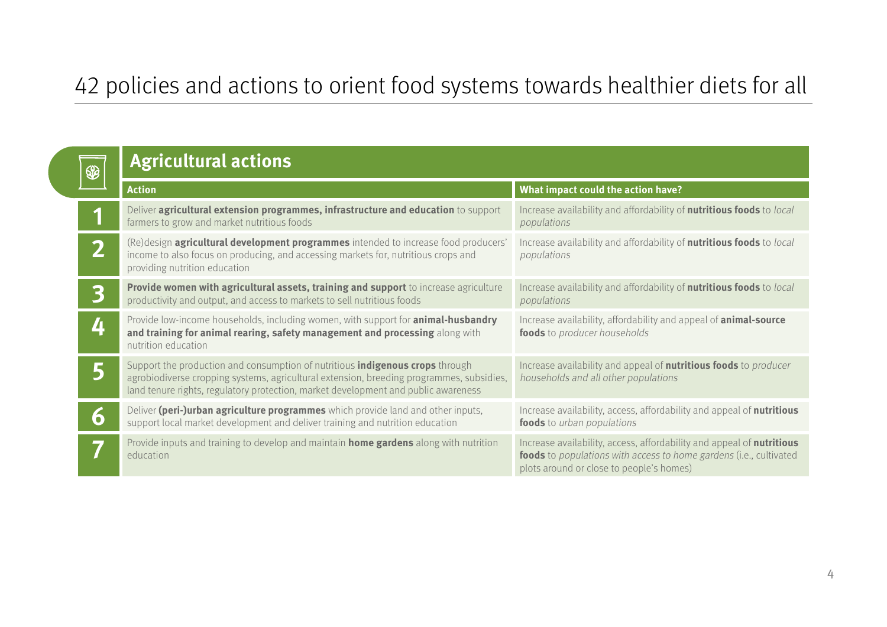# 42 policies and actions to orient food systems towards healthier diets for all

## Agricultural actions

| | Action | What impact could the action have? |
|---|---|---|
| 1 | Deliver **agricultural extension programmes, infrastructure and education** to support farmers to grow and market nutritious foods | Increase availability and affordability of **nutritious foods** to *local populations* |
| 2 | (Re)design **agricultural development programmes** intended to increase food producers' income to also focus on producing, and accessing markets for, nutritious crops and providing nutrition education | Increase availability and affordability of **nutritious foods** to *local populations* |
| 3 | **Provide women with agricultural assets, training and support** to increase agriculture productivity and output, and access to markets to sell nutritious foods | Increase availability and affordability of **nutritious foods** to *local populations* |
| 4 | Provide low-income households, including women, with support for **animal-husbandry and training for animal rearing, safety management and processing** along with nutrition education | Increase availability, affordability and appeal of **animal-source foods** to *producer households* |
| 5 | Support the production and consumption of nutritious **indigenous crops** through agrobiodiverse cropping systems, agricultural extension, breeding programmes, subsidies, land tenure rights, regulatory protection, market development and public awareness | Increase availability and appeal of **nutritious foods** to *producer households and all other populations* |
| 6 | Deliver **(peri-)urban agriculture programmes** which provide land and other inputs, support local market development and deliver training and nutrition education | Increase availability, access, affordability and appeal of **nutritious foods** to *urban populations* |
| 7 | Provide inputs and training to develop and maintain **home gardens** along with nutrition education | Increase availability, access, affordability and appeal of **nutritious foods** to *populations with access to home gardens* (i.e., cultivated plots around or close to people's homes) |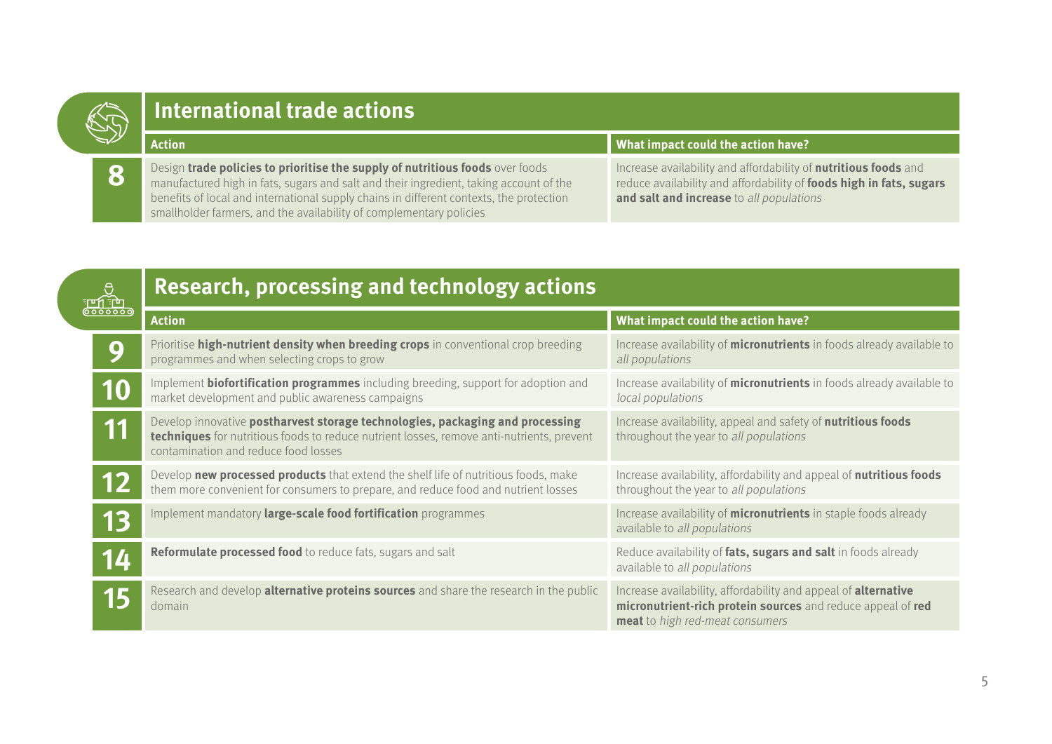## International trade actions

| # | Action | What impact could the action have? |
|---|---|---|
| 8 | Design **trade policies to prioritise the supply of nutritious foods** over foods manufactured high in fats, sugars and salt and their ingredient, taking account of the benefits of local and international supply chains in different contexts, the protection smallholder farmers, and the availability of complementary policies | Increase availability and affordability of **nutritious foods** and reduce availability and affordability of **foods high in fats, sugars and salt and increase** to *all populations* |

## Research, processing and technology actions

| # | Action | What impact could the action have? |
|---|---|---|
| 9 | Prioritise **high-nutrient density when breeding crops** in conventional crop breeding programmes and when selecting crops to grow | Increase availability of **micronutrients** in foods already available to *all populations* |
| 10 | Implement **biofortification programmes** including breeding, support for adoption and market development and public awareness campaigns | Increase availability of **micronutrients** in foods already available to *local populations* |
| 11 | Develop innovative **postharvest storage technologies, packaging and processing techniques** for nutritious foods to reduce nutrient losses, remove anti-nutrients, prevent contamination and reduce food losses | Increase availability, appeal and safety of **nutritious foods** throughout the year to *all populations* |
| 12 | Develop **new processed products** that extend the shelf life of nutritious foods, make them more convenient for consumers to prepare, and reduce food and nutrient losses | Increase availability, affordability and appeal of **nutritious foods** throughout the year to *all populations* |
| 13 | Implement mandatory **large-scale food fortification** programmes | Increase availability of **micronutrients** in staple foods already available to *all populations* |
| 14 | **Reformulate processed food** to reduce fats, sugars and salt | Reduce availability of **fats, sugars and salt** in foods already available to *all populations* |
| 15 | Research and develop **alternative proteins sources** and share the research in the public domain | Increase availability, affordability and appeal of **alternative micronutrient-rich protein sources** and reduce appeal of **red meat** to *high red-meat consumers* |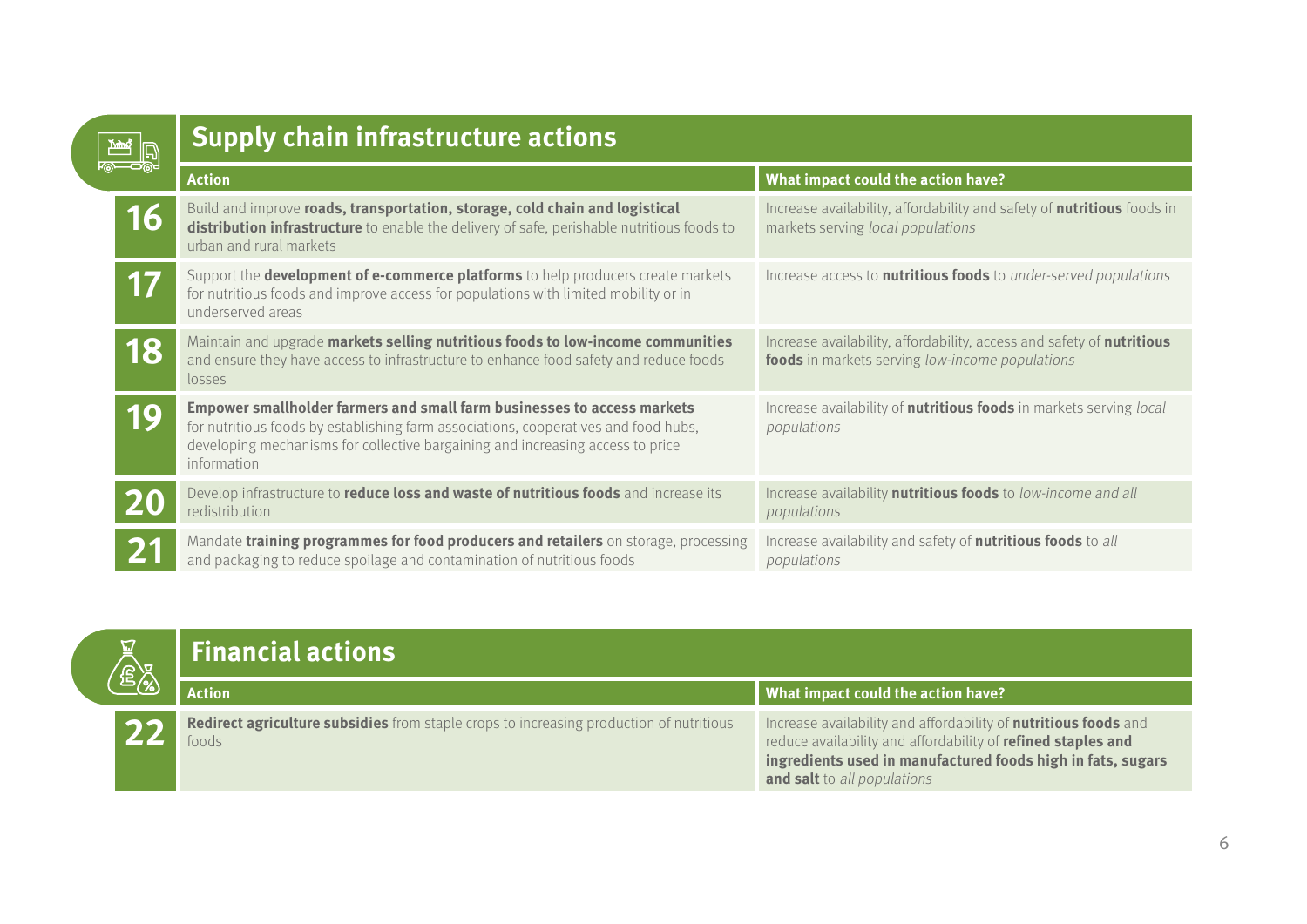## Supply chain infrastructure actions

| | Action | What impact could the action have? |
|---|---|---|
| 16 | Build and improve **roads, transportation, storage, cold chain and logistical distribution infrastructure** to enable the delivery of safe, perishable nutritious foods to urban and rural markets | Increase availability, affordability and safety of **nutritious** foods in markets serving *local populations* |
| 17 | Support the **development of e-commerce platforms** to help producers create markets for nutritious foods and improve access for populations with limited mobility or in underserved areas | Increase access to **nutritious foods** to *under-served populations* |
| 18 | Maintain and upgrade **markets selling nutritious foods to low-income communities** and ensure they have access to infrastructure to enhance food safety and reduce foods losses | Increase availability, affordability, access and safety of **nutritious foods** in markets serving *low-income populations* |
| 19 | **Empower smallholder farmers and small farm businesses to access markets** for nutritious foods by establishing farm associations, cooperatives and food hubs, developing mechanisms for collective bargaining and increasing access to price information | Increase availability of **nutritious foods** in markets serving *local populations* |
| 20 | Develop infrastructure to **reduce loss and waste of nutritious foods** and increase its redistribution | Increase availability **nutritious foods** to *low-income and all populations* |
| 21 | Mandate **training programmes for food producers and retailers** on storage, processing and packaging to reduce spoilage and contamination of nutritious foods | Increase availability and safety of **nutritious foods** to *all populations* |

## Financial actions

| | Action | What impact could the action have? |
|---|---|---|
| 22 | **Redirect agriculture subsidies** from staple crops to increasing production of nutritious foods | Increase availability and affordability of **nutritious foods** and reduce availability and affordability of **refined staples and ingredients used in manufactured foods high in fats, sugars and salt** to *all populations* |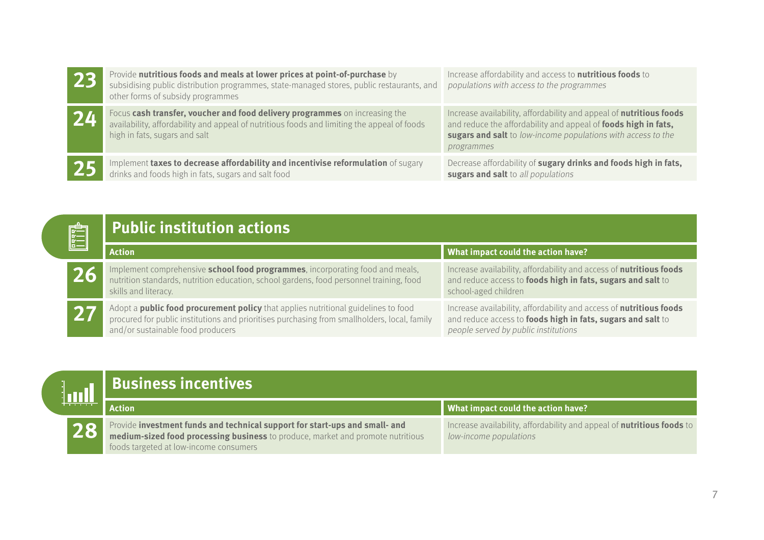| | Action | What impact could the action have? |
|---|---|---|
| **23** | Provide **nutritious foods and meals at lower prices at point-of-purchase** by subsidising public distribution programmes, state-managed stores, public restaurants, and other forms of subsidy programmes | Increase affordability and access to **nutritious foods** to *populations with access to the programmes* |
| **24** | Focus **cash transfer, voucher and food delivery programmes** on increasing the availability, affordability and appeal of nutritious foods and limiting the appeal of foods high in fats, sugars and salt | Increase availability, affordability and appeal of **nutritious foods** and reduce the affordability and appeal of **foods high in fats, sugars and salt** to *low-income populations with access to the programmes* |
| **25** | Implement **taxes to decrease affordability and incentivise reformulation** of sugary drinks and foods high in fats, sugars and salt food | Decrease affordability of **sugary drinks and foods high in fats, sugars and salt** to *all populations* |

## Public institution actions

| | Action | What impact could the action have? |
|---|---|---|
| **26** | Implement comprehensive **school food programmes**, incorporating food and meals, nutrition standards, nutrition education, school gardens, food personnel training, food skills and literacy. | Increase availability, affordability and access of **nutritious foods** and reduce access to **foods high in fats, sugars and salt** to school-aged children |
| **27** | Adopt a **public food procurement policy** that applies nutritional guidelines to food procured for public institutions and prioritises purchasing from smallholders, local, family and/or sustainable food producers | Increase availability, affordability and access of **nutritious foods** and reduce access to **foods high in fats, sugars and salt** to *people served by public institutions* |

## Business incentives

| | Action | What impact could the action have? |
|---|---|---|
| **28** | Provide **investment funds and technical support for start-ups and small- and medium-sized food processing business** to produce, market and promote nutritious foods targeted at low-income consumers | Increase availability, affordability and appeal of **nutritious foods** to *low-income populations* |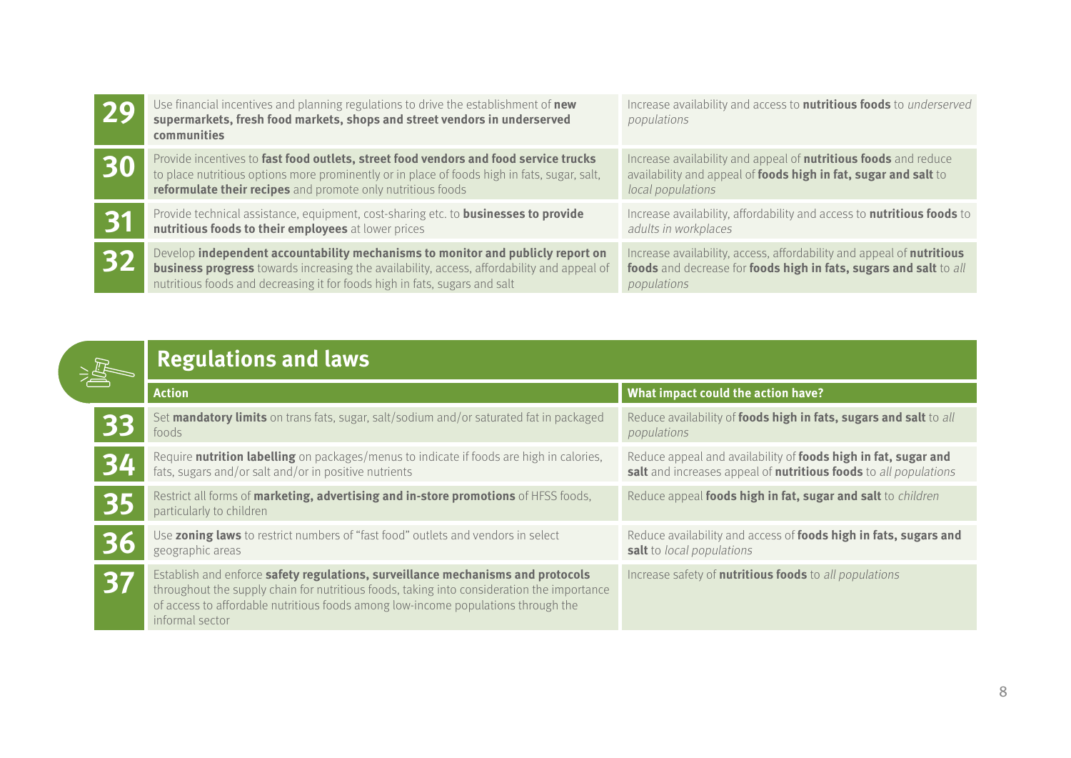| | | |
|---|---|---|
| **29** | Use financial incentives and planning regulations to drive the establishment of **new supermarkets, fresh food markets, shops and street vendors in underserved communities** | Increase availability and access to **nutritious foods** to *underserved populations* |
| **30** | Provide incentives to **fast food outlets, street food vendors and food service trucks** to place nutritious options more prominently or in place of foods high in fats, sugar, salt, **reformulate their recipes** and promote only nutritious foods | Increase availability and appeal of **nutritious foods** and reduce availability and appeal of **foods high in fat, sugar and salt** to *local populations* |
| **31** | Provide technical assistance, equipment, cost-sharing etc. to **businesses to provide nutritious foods to their employees** at lower prices | Increase availability, affordability and access to **nutritious foods** to *adults in workplaces* |
| **32** | Develop **independent accountability mechanisms to monitor and publicly report on business progress** towards increasing the availability, access, affordability and appeal of nutritious foods and decreasing it for foods high in fats, sugars and salt | Increase availability, access, affordability and appeal of **nutritious foods** and decrease for **foods high in fats, sugars and salt** to *all populations* |

## Regulations and laws

| | Action | What impact could the action have? |
|---|---|---|
| **33** | Set **mandatory limits** on trans fats, sugar, salt/sodium and/or saturated fat in packaged foods | Reduce availability of **foods high in fats, sugars and salt** to *all populations* |
| **34** | Require **nutrition labelling** on packages/menus to indicate if foods are high in calories, fats, sugars and/or salt and/or in positive nutrients | Reduce appeal and availability of **foods high in fat, sugar and salt** and increases appeal of **nutritious foods** to *all populations* |
| **35** | Restrict all forms of **marketing, advertising and in-store promotions** of HFSS foods, particularly to children | Reduce appeal **foods high in fat, sugar and salt** to *children* |
| **36** | Use **zoning laws** to restrict numbers of "fast food" outlets and vendors in select geographic areas | Reduce availability and access of **foods high in fats, sugars and salt** to *local populations* |
| **37** | Establish and enforce **safety regulations, surveillance mechanisms and protocols** throughout the supply chain for nutritious foods, taking into consideration the importance of access to affordable nutritious foods among low-income populations through the informal sector | Increase safety of **nutritious foods** to *all populations* |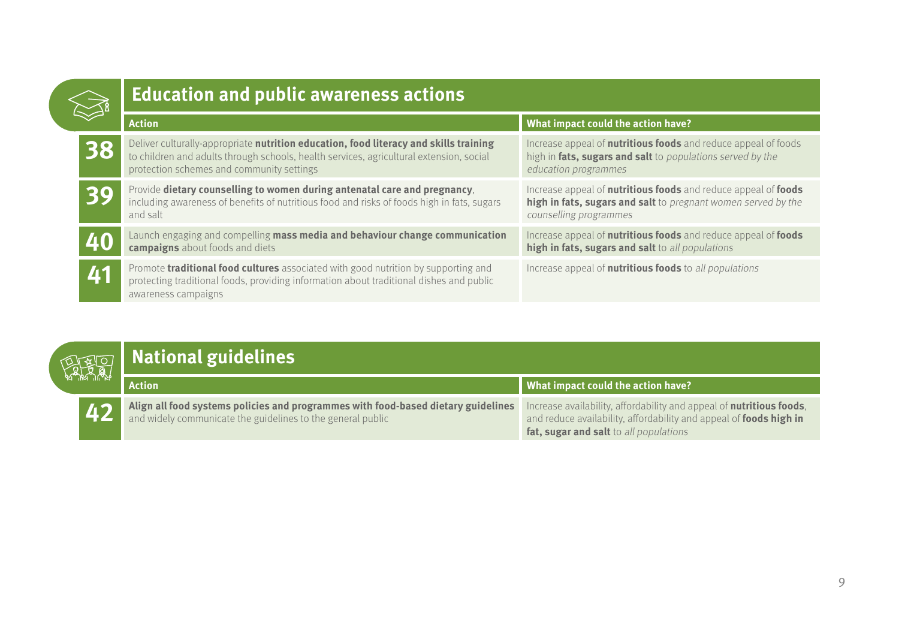## Education and public awareness actions

| | Action | What impact could the action have? |
|---|---|---|
| **38** | Deliver culturally-appropriate **nutrition education, food literacy and skills training** to children and adults through schools, health services, agricultural extension, social protection schemes and community settings | Increase appeal of **nutritious foods** and reduce appeal of foods high in **fats, sugars and salt** to *populations served by the education programmes* |
| **39** | Provide **dietary counselling to women during antenatal care and pregnancy**, including awareness of benefits of nutritious food and risks of foods high in fats, sugars and salt | Increase appeal of **nutritious foods** and reduce appeal of **foods high in fats, sugars and salt** to *pregnant women served by the counselling programmes* |
| **40** | Launch engaging and compelling **mass media and behaviour change communication campaigns** about foods and diets | Increase appeal of **nutritious foods** and reduce appeal of **foods high in fats, sugars and salt** to *all populations* |
| **41** | Promote **traditional food cultures** associated with good nutrition by supporting and protecting traditional foods, providing information about traditional dishes and public awareness campaigns | Increase appeal of **nutritious foods** to *all populations* |

## National guidelines

| | Action | What impact could the action have? |
|---|---|---|
| **42** | **Align all food systems policies and programmes with food-based dietary guidelines** and widely communicate the guidelines to the general public | Increase availability, affordability and appeal of **nutritious foods**, and reduce availability, affordability and appeal of **foods high in fat, sugar and salt** to *all populations* |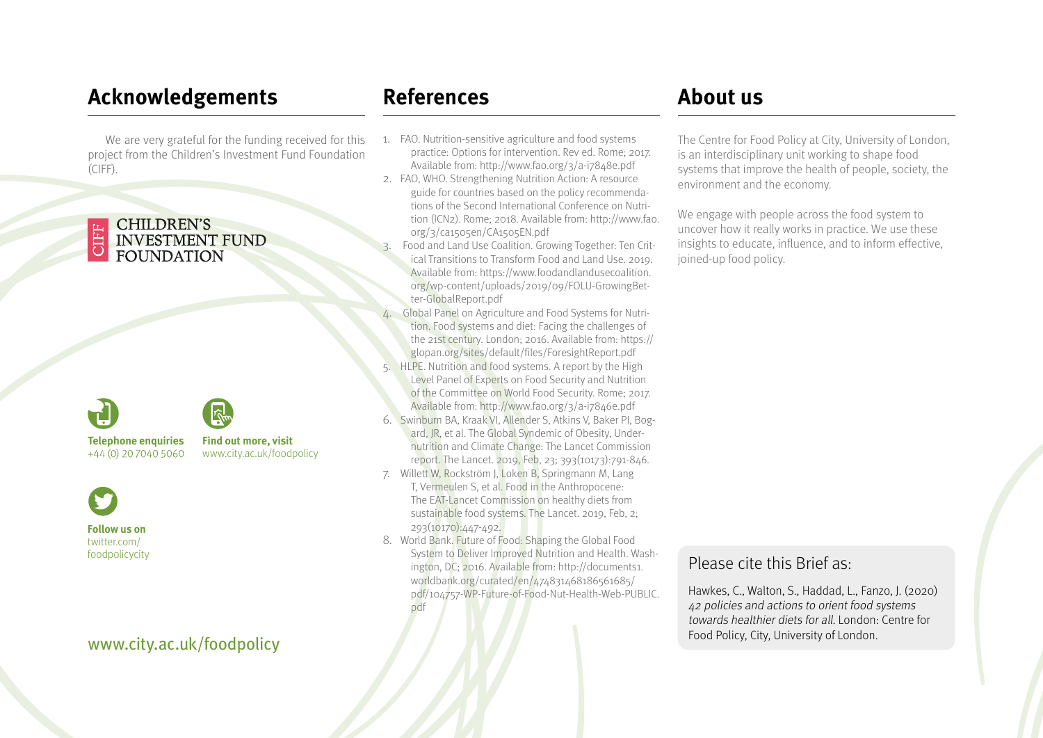## Acknowledgements

We are very grateful for the funding received for this project from the Children's Investment Fund Foundation (CIFF).

CIFF CHILDREN'S INVESTMENT FUND FOUNDATION

**Telephone enquiries**
+44 (0) 20 7040 5060

**Find out more, visit**
www.city.ac.uk/foodpolicy

**Follow us on**
twitter.com/foodpolicycity

www.city.ac.uk/foodpolicy

## References

1. FAO. Nutrition-sensitive agriculture and food systems practice: Options for intervention. Rev ed. Rome; 2017. Available from: http://www.fao.org/3/a-i7848e.pdf
2. FAO, WHO. Strengthening Nutrition Action: A resource guide for countries based on the policy recommendations of the Second International Conference on Nutrition (ICN2). Rome; 2018. Available from: http://www.fao.org/3/ca1505en/CA1505EN.pdf
3. Food and Land Use Coalition. Growing Together: Ten Critical Transitions to Transform Food and Land Use. 2019. Available from: https://www.foodandlandusecoalition.org/wp-content/uploads/2019/09/FOLU-GrowingBetter-GlobalReport.pdf
4. Global Panel on Agriculture and Food Systems for Nutrition. Food systems and diet: Facing the challenges of the 21st century. London; 2016. Available from: https://glopan.org/sites/default/files/ForesightReport.pdf
5. HLPE. Nutrition and food systems. A report by the High Level Panel of Experts on Food Security and Nutrition of the Committee on World Food Security. Rome; 2017. Available from: http://www.fao.org/3/a-i7846e.pdf
6. Swinburn BA, Kraak VI, Allender S, Atkins V, Baker PI, Bogard, JR, et al. The Global Syndemic of Obesity, Undernutrition and Climate Change: The Lancet Commission report. The Lancet. 2019, Feb, 23; 393(10173):791-846.
7. Willett W, Rockström J, Loken B, Springmann M, Lang T, Vermeulen S, et al. Food in the Anthropocene: The EAT-Lancet Commission on healthy diets from sustainable food systems. The Lancet. 2019, Feb, 2; 293(10170):447-492.
8. World Bank. Future of Food: Shaping the Global Food System to Deliver Improved Nutrition and Health. Washington, DC; 2016. Available from: http://documents1.worldbank.org/curated/en/474831468186561685/pdf/104757-WP-Future-of-Food-Nut-Health-Web-PUBLIC.pdf

## About us

The Centre for Food Policy at City, University of London, is an interdisciplinary unit working to shape food systems that improve the health of people, society, the environment and the economy.

We engage with people across the food system to uncover how it really works in practice. We use these insights to educate, influence, and to inform effective, joined-up food policy.

### Please cite this Brief as:

Hawkes, C., Walton, S., Haddad, L., Fanzo, J. (2020) *42 policies and actions to orient food systems towards healthier diets for all.* London: Centre for Food Policy, City, University of London.